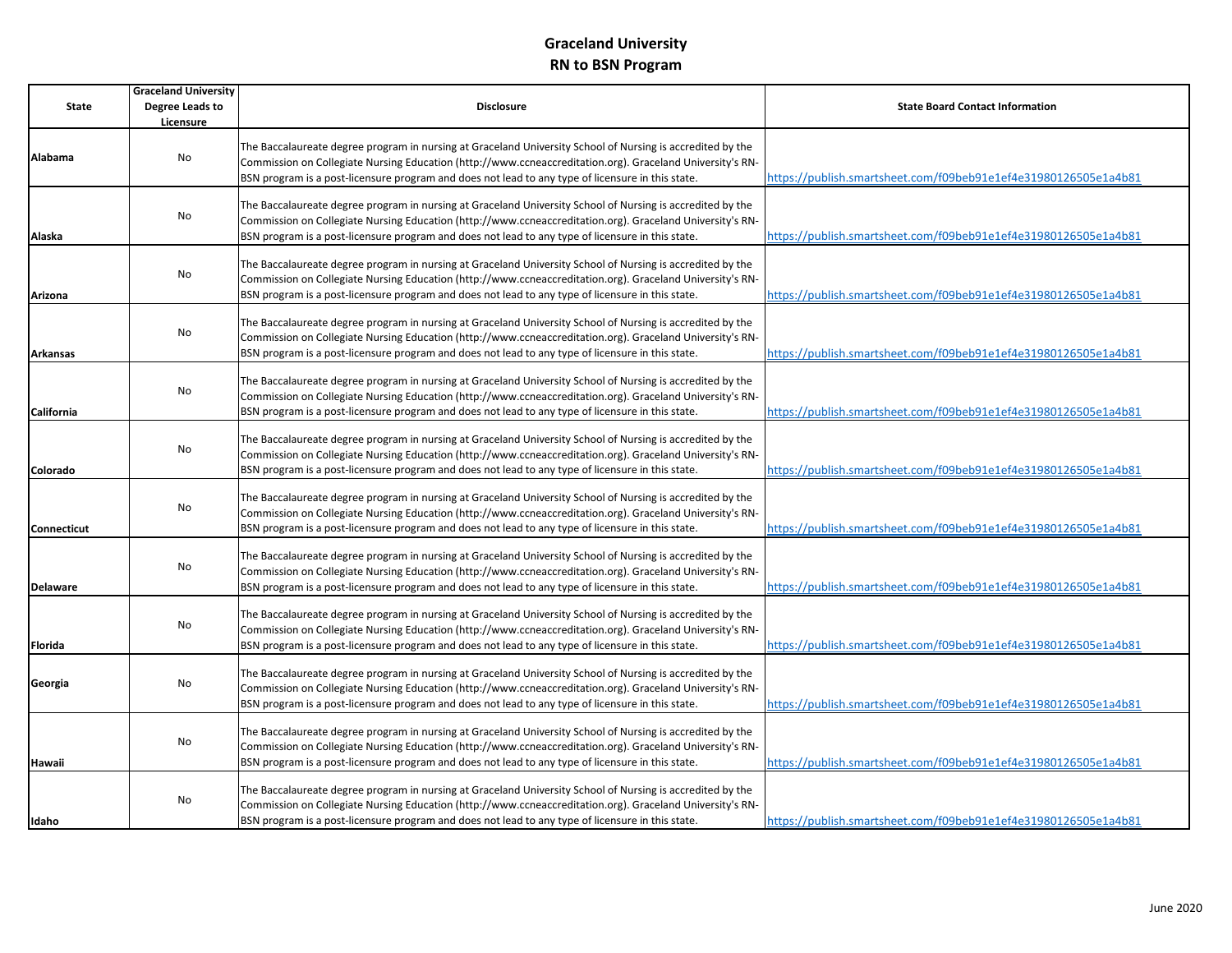# Graceland University
## RN to BSN Program

| State | Graceland University Degree Leads to Licensure | Disclosure | State Board Contact Information |
|---|---|---|---|
| Alabama | No | The Baccalaureate degree program in nursing at Graceland University School of Nursing is accredited by the Commission on Collegiate Nursing Education (http://www.ccneaccreditation.org). Graceland University's RN-BSN program is a post-licensure program and does not lead to any type of licensure in this state. | https://publish.smartsheet.com/f09beb91e1ef4e31980126505e1a4b81 |
| Alaska | No | The Baccalaureate degree program in nursing at Graceland University School of Nursing is accredited by the Commission on Collegiate Nursing Education (http://www.ccneaccreditation.org). Graceland University's RN-BSN program is a post-licensure program and does not lead to any type of licensure in this state. | https://publish.smartsheet.com/f09beb91e1ef4e31980126505e1a4b81 |
| Arizona | No | The Baccalaureate degree program in nursing at Graceland University School of Nursing is accredited by the Commission on Collegiate Nursing Education (http://www.ccneaccreditation.org). Graceland University's RN-BSN program is a post-licensure program and does not lead to any type of licensure in this state. | https://publish.smartsheet.com/f09beb91e1ef4e31980126505e1a4b81 |
| Arkansas | No | The Baccalaureate degree program in nursing at Graceland University School of Nursing is accredited by the Commission on Collegiate Nursing Education (http://www.ccneaccreditation.org). Graceland University's RN-BSN program is a post-licensure program and does not lead to any type of licensure in this state. | https://publish.smartsheet.com/f09beb91e1ef4e31980126505e1a4b81 |
| California | No | The Baccalaureate degree program in nursing at Graceland University School of Nursing is accredited by the Commission on Collegiate Nursing Education (http://www.ccneaccreditation.org). Graceland University's RN-BSN program is a post-licensure program and does not lead to any type of licensure in this state. | https://publish.smartsheet.com/f09beb91e1ef4e31980126505e1a4b81 |
| Colorado | No | The Baccalaureate degree program in nursing at Graceland University School of Nursing is accredited by the Commission on Collegiate Nursing Education (http://www.ccneaccreditation.org). Graceland University's RN-BSN program is a post-licensure program and does not lead to any type of licensure in this state. | https://publish.smartsheet.com/f09beb91e1ef4e31980126505e1a4b81 |
| Connecticut | No | The Baccalaureate degree program in nursing at Graceland University School of Nursing is accredited by the Commission on Collegiate Nursing Education (http://www.ccneaccreditation.org). Graceland University's RN-BSN program is a post-licensure program and does not lead to any type of licensure in this state. | https://publish.smartsheet.com/f09beb91e1ef4e31980126505e1a4b81 |
| Delaware | No | The Baccalaureate degree program in nursing at Graceland University School of Nursing is accredited by the Commission on Collegiate Nursing Education (http://www.ccneaccreditation.org). Graceland University's RN-BSN program is a post-licensure program and does not lead to any type of licensure in this state. | https://publish.smartsheet.com/f09beb91e1ef4e31980126505e1a4b81 |
| Florida | No | The Baccalaureate degree program in nursing at Graceland University School of Nursing is accredited by the Commission on Collegiate Nursing Education (http://www.ccneaccreditation.org). Graceland University's RN-BSN program is a post-licensure program and does not lead to any type of licensure in this state. | https://publish.smartsheet.com/f09beb91e1ef4e31980126505e1a4b81 |
| Georgia | No | The Baccalaureate degree program in nursing at Graceland University School of Nursing is accredited by the Commission on Collegiate Nursing Education (http://www.ccneaccreditation.org). Graceland University's RN-BSN program is a post-licensure program and does not lead to any type of licensure in this state. | https://publish.smartsheet.com/f09beb91e1ef4e31980126505e1a4b81 |
| Hawaii | No | The Baccalaureate degree program in nursing at Graceland University School of Nursing is accredited by the Commission on Collegiate Nursing Education (http://www.ccneaccreditation.org). Graceland University's RN-BSN program is a post-licensure program and does not lead to any type of licensure in this state. | https://publish.smartsheet.com/f09beb91e1ef4e31980126505e1a4b81 |
| Idaho | No | The Baccalaureate degree program in nursing at Graceland University School of Nursing is accredited by the Commission on Collegiate Nursing Education (http://www.ccneaccreditation.org). Graceland University's RN-BSN program is a post-licensure program and does not lead to any type of licensure in this state. | https://publish.smartsheet.com/f09beb91e1ef4e31980126505e1a4b81 |

June 2020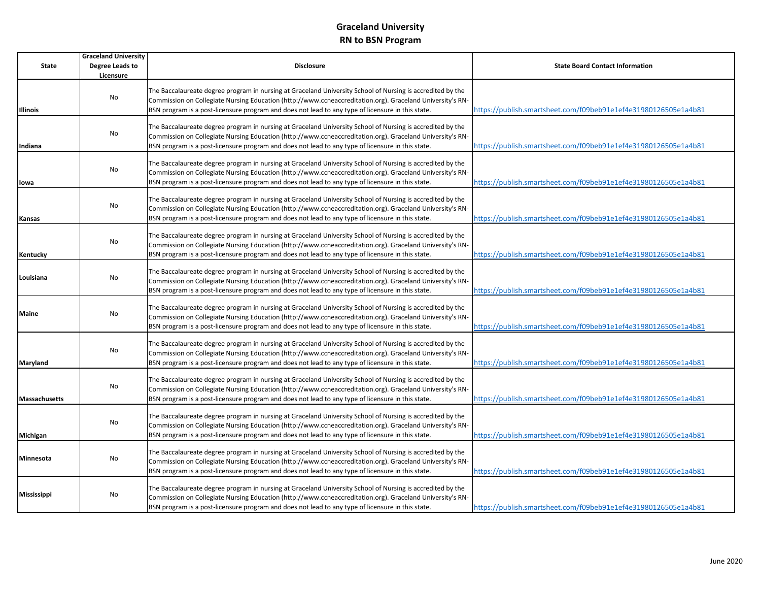# Graceland University
## RN to BSN Program

| State | Graceland University Degree Leads to Licensure | Disclosure | State Board Contact Information |
|---|---|---|---|
| **Illinois** | No | The Baccalaureate degree program in nursing at Graceland University School of Nursing is accredited by the Commission on Collegiate Nursing Education (http://www.ccneaccreditation.org). Graceland University's RN-BSN program is a post-licensure program and does not lead to any type of licensure in this state. | https://publish.smartsheet.com/f09beb91e1ef4e31980126505e1a4b81 |
| **Indiana** | No | The Baccalaureate degree program in nursing at Graceland University School of Nursing is accredited by the Commission on Collegiate Nursing Education (http://www.ccneaccreditation.org). Graceland University's RN-BSN program is a post-licensure program and does not lead to any type of licensure in this state. | https://publish.smartsheet.com/f09beb91e1ef4e31980126505e1a4b81 |
| **Iowa** | No | The Baccalaureate degree program in nursing at Graceland University School of Nursing is accredited by the Commission on Collegiate Nursing Education (http://www.ccneaccreditation.org). Graceland University's RN-BSN program is a post-licensure program and does not lead to any type of licensure in this state. | https://publish.smartsheet.com/f09beb91e1ef4e31980126505e1a4b81 |
| **Kansas** | No | The Baccalaureate degree program in nursing at Graceland University School of Nursing is accredited by the Commission on Collegiate Nursing Education (http://www.ccneaccreditation.org). Graceland University's RN-BSN program is a post-licensure program and does not lead to any type of licensure in this state. | https://publish.smartsheet.com/f09beb91e1ef4e31980126505e1a4b81 |
| **Kentucky** | No | The Baccalaureate degree program in nursing at Graceland University School of Nursing is accredited by the Commission on Collegiate Nursing Education (http://www.ccneaccreditation.org). Graceland University's RN-BSN program is a post-licensure program and does not lead to any type of licensure in this state. | https://publish.smartsheet.com/f09beb91e1ef4e31980126505e1a4b81 |
| **Louisiana** | No | The Baccalaureate degree program in nursing at Graceland University School of Nursing is accredited by the Commission on Collegiate Nursing Education (http://www.ccneaccreditation.org). Graceland University's RN-BSN program is a post-licensure program and does not lead to any type of licensure in this state. | https://publish.smartsheet.com/f09beb91e1ef4e31980126505e1a4b81 |
| **Maine** | No | The Baccalaureate degree program in nursing at Graceland University School of Nursing is accredited by the Commission on Collegiate Nursing Education (http://www.ccneaccreditation.org). Graceland University's RN-BSN program is a post-licensure program and does not lead to any type of licensure in this state. | https://publish.smartsheet.com/f09beb91e1ef4e31980126505e1a4b81 |
| **Maryland** | No | The Baccalaureate degree program in nursing at Graceland University School of Nursing is accredited by the Commission on Collegiate Nursing Education (http://www.ccneaccreditation.org). Graceland University's RN-BSN program is a post-licensure program and does not lead to any type of licensure in this state. | https://publish.smartsheet.com/f09beb91e1ef4e31980126505e1a4b81 |
| **Massachusetts** | No | The Baccalaureate degree program in nursing at Graceland University School of Nursing is accredited by the Commission on Collegiate Nursing Education (http://www.ccneaccreditation.org). Graceland University's RN-BSN program is a post-licensure program and does not lead to any type of licensure in this state. | https://publish.smartsheet.com/f09beb91e1ef4e31980126505e1a4b81 |
| **Michigan** | No | The Baccalaureate degree program in nursing at Graceland University School of Nursing is accredited by the Commission on Collegiate Nursing Education (http://www.ccneaccreditation.org). Graceland University's RN-BSN program is a post-licensure program and does not lead to any type of licensure in this state. | https://publish.smartsheet.com/f09beb91e1ef4e31980126505e1a4b81 |
| **Minnesota** | No | The Baccalaureate degree program in nursing at Graceland University School of Nursing is accredited by the Commission on Collegiate Nursing Education (http://www.ccneaccreditation.org). Graceland University's RN-BSN program is a post-licensure program and does not lead to any type of licensure in this state. | https://publish.smartsheet.com/f09beb91e1ef4e31980126505e1a4b81 |
| **Mississippi** | No | The Baccalaureate degree program in nursing at Graceland University School of Nursing is accredited by the Commission on Collegiate Nursing Education (http://www.ccneaccreditation.org). Graceland University's RN-BSN program is a post-licensure program and does not lead to any type of licensure in this state. | https://publish.smartsheet.com/f09beb91e1ef4e31980126505e1a4b81 |

June 2020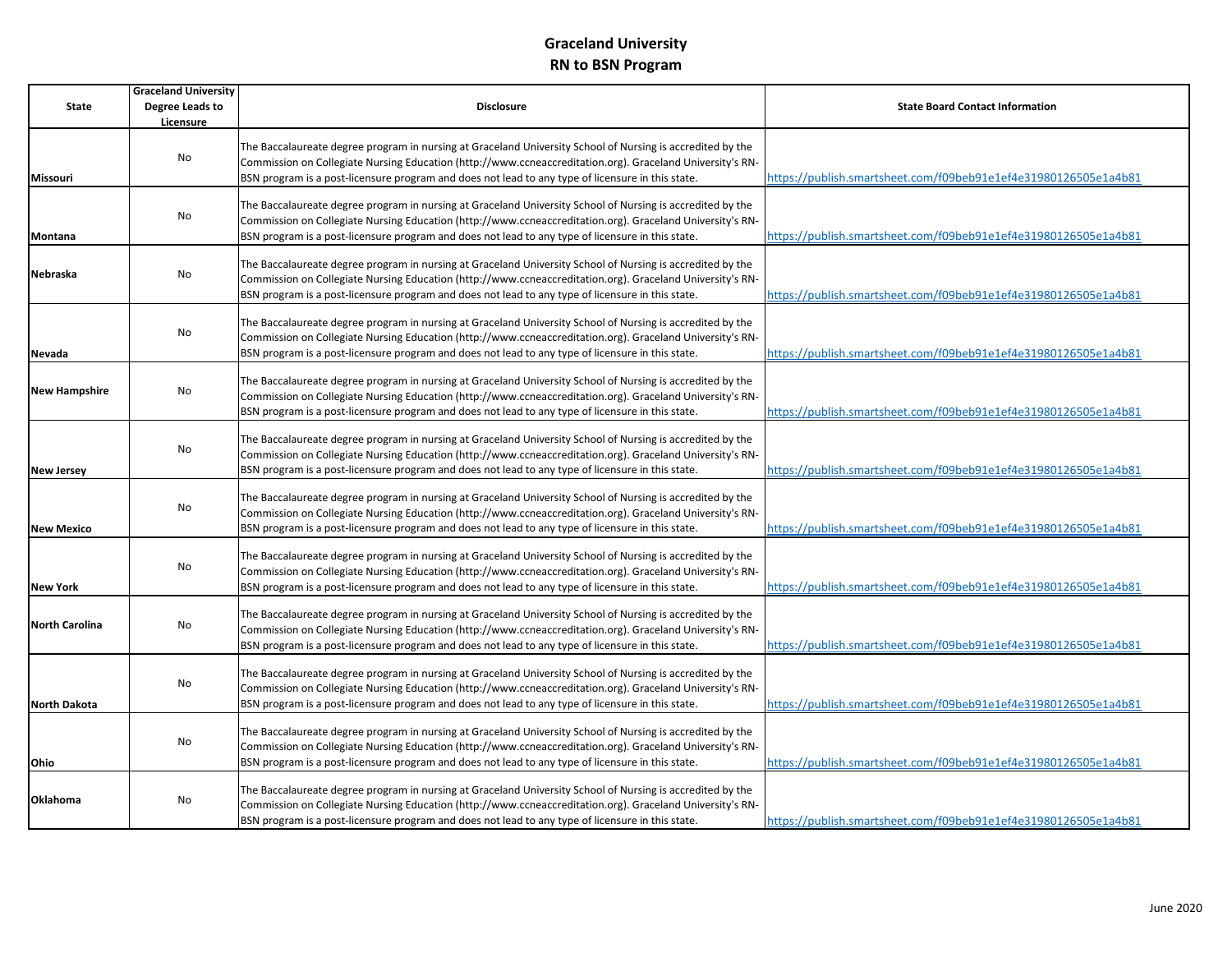# Graceland University
## RN to BSN Program

| State | Graceland University Degree Leads to Licensure | Disclosure | State Board Contact Information |
|---|---|---|---|
| **Missouri** | No | The Baccalaureate degree program in nursing at Graceland University School of Nursing is accredited by the Commission on Collegiate Nursing Education (http://www.ccneaccreditation.org). Graceland University's RN-BSN program is a post-licensure program and does not lead to any type of licensure in this state. | https://publish.smartsheet.com/f09beb91e1ef4e31980126505e1a4b81 |
| **Montana** | No | The Baccalaureate degree program in nursing at Graceland University School of Nursing is accredited by the Commission on Collegiate Nursing Education (http://www.ccneaccreditation.org). Graceland University's RN-BSN program is a post-licensure program and does not lead to any type of licensure in this state. | https://publish.smartsheet.com/f09beb91e1ef4e31980126505e1a4b81 |
| **Nebraska** | No | The Baccalaureate degree program in nursing at Graceland University School of Nursing is accredited by the Commission on Collegiate Nursing Education (http://www.ccneaccreditation.org). Graceland University's RN-BSN program is a post-licensure program and does not lead to any type of licensure in this state. | https://publish.smartsheet.com/f09beb91e1ef4e31980126505e1a4b81 |
| **Nevada** | No | The Baccalaureate degree program in nursing at Graceland University School of Nursing is accredited by the Commission on Collegiate Nursing Education (http://www.ccneaccreditation.org). Graceland University's RN-BSN program is a post-licensure program and does not lead to any type of licensure in this state. | https://publish.smartsheet.com/f09beb91e1ef4e31980126505e1a4b81 |
| **New Hampshire** | No | The Baccalaureate degree program in nursing at Graceland University School of Nursing is accredited by the Commission on Collegiate Nursing Education (http://www.ccneaccreditation.org). Graceland University's RN-BSN program is a post-licensure program and does not lead to any type of licensure in this state. | https://publish.smartsheet.com/f09beb91e1ef4e31980126505e1a4b81 |
| **New Jersey** | No | The Baccalaureate degree program in nursing at Graceland University School of Nursing is accredited by the Commission on Collegiate Nursing Education (http://www.ccneaccreditation.org). Graceland University's RN-BSN program is a post-licensure program and does not lead to any type of licensure in this state. | https://publish.smartsheet.com/f09beb91e1ef4e31980126505e1a4b81 |
| **New Mexico** | No | The Baccalaureate degree program in nursing at Graceland University School of Nursing is accredited by the Commission on Collegiate Nursing Education (http://www.ccneaccreditation.org). Graceland University's RN-BSN program is a post-licensure program and does not lead to any type of licensure in this state. | https://publish.smartsheet.com/f09beb91e1ef4e31980126505e1a4b81 |
| **New York** | No | The Baccalaureate degree program in nursing at Graceland University School of Nursing is accredited by the Commission on Collegiate Nursing Education (http://www.ccneaccreditation.org). Graceland University's RN-BSN program is a post-licensure program and does not lead to any type of licensure in this state. | https://publish.smartsheet.com/f09beb91e1ef4e31980126505e1a4b81 |
| **North Carolina** | No | The Baccalaureate degree program in nursing at Graceland University School of Nursing is accredited by the Commission on Collegiate Nursing Education (http://www.ccneaccreditation.org). Graceland University's RN-BSN program is a post-licensure program and does not lead to any type of licensure in this state. | https://publish.smartsheet.com/f09beb91e1ef4e31980126505e1a4b81 |
| **North Dakota** | No | The Baccalaureate degree program in nursing at Graceland University School of Nursing is accredited by the Commission on Collegiate Nursing Education (http://www.ccneaccreditation.org). Graceland University's RN-BSN program is a post-licensure program and does not lead to any type of licensure in this state. | https://publish.smartsheet.com/f09beb91e1ef4e31980126505e1a4b81 |
| **Ohio** | No | The Baccalaureate degree program in nursing at Graceland University School of Nursing is accredited by the Commission on Collegiate Nursing Education (http://www.ccneaccreditation.org). Graceland University's RN-BSN program is a post-licensure program and does not lead to any type of licensure in this state. | https://publish.smartsheet.com/f09beb91e1ef4e31980126505e1a4b81 |
| **Oklahoma** | No | The Baccalaureate degree program in nursing at Graceland University School of Nursing is accredited by the Commission on Collegiate Nursing Education (http://www.ccneaccreditation.org). Graceland University's RN-BSN program is a post-licensure program and does not lead to any type of licensure in this state. | https://publish.smartsheet.com/f09beb91e1ef4e31980126505e1a4b81 |

June 2020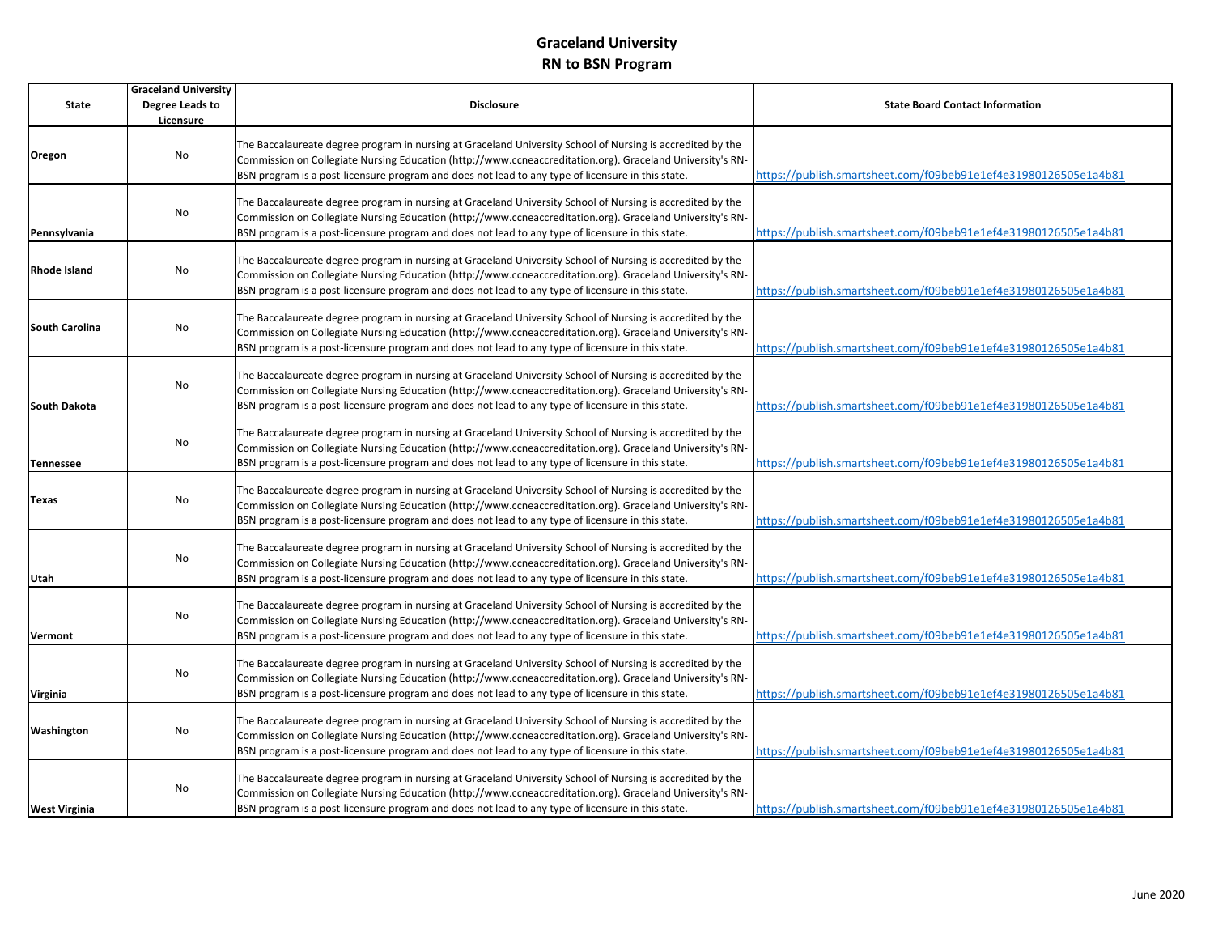# Graceland University
## RN to BSN Program

| State | Graceland University Degree Leads to Licensure | Disclosure | State Board Contact Information |
|---|---|---|---|
| **Oregon** | No | The Baccalaureate degree program in nursing at Graceland University School of Nursing is accredited by the Commission on Collegiate Nursing Education (http://www.ccneaccreditation.org). Graceland University's RN-BSN program is a post-licensure program and does not lead to any type of licensure in this state. | https://publish.smartsheet.com/f09beb91e1ef4e31980126505e1a4b81 |
| **Pennsylvania** | No | The Baccalaureate degree program in nursing at Graceland University School of Nursing is accredited by the Commission on Collegiate Nursing Education (http://www.ccneaccreditation.org). Graceland University's RN-BSN program is a post-licensure program and does not lead to any type of licensure in this state. | https://publish.smartsheet.com/f09beb91e1ef4e31980126505e1a4b81 |
| **Rhode Island** | No | The Baccalaureate degree program in nursing at Graceland University School of Nursing is accredited by the Commission on Collegiate Nursing Education (http://www.ccneaccreditation.org). Graceland University's RN-BSN program is a post-licensure program and does not lead to any type of licensure in this state. | https://publish.smartsheet.com/f09beb91e1ef4e31980126505e1a4b81 |
| **South Carolina** | No | The Baccalaureate degree program in nursing at Graceland University School of Nursing is accredited by the Commission on Collegiate Nursing Education (http://www.ccneaccreditation.org). Graceland University's RN-BSN program is a post-licensure program and does not lead to any type of licensure in this state. | https://publish.smartsheet.com/f09beb91e1ef4e31980126505e1a4b81 |
| **South Dakota** | No | The Baccalaureate degree program in nursing at Graceland University School of Nursing is accredited by the Commission on Collegiate Nursing Education (http://www.ccneaccreditation.org). Graceland University's RN-BSN program is a post-licensure program and does not lead to any type of licensure in this state. | https://publish.smartsheet.com/f09beb91e1ef4e31980126505e1a4b81 |
| **Tennessee** | No | The Baccalaureate degree program in nursing at Graceland University School of Nursing is accredited by the Commission on Collegiate Nursing Education (http://www.ccneaccreditation.org). Graceland University's RN-BSN program is a post-licensure program and does not lead to any type of licensure in this state. | https://publish.smartsheet.com/f09beb91e1ef4e31980126505e1a4b81 |
| **Texas** | No | The Baccalaureate degree program in nursing at Graceland University School of Nursing is accredited by the Commission on Collegiate Nursing Education (http://www.ccneaccreditation.org). Graceland University's RN-BSN program is a post-licensure program and does not lead to any type of licensure in this state. | https://publish.smartsheet.com/f09beb91e1ef4e31980126505e1a4b81 |
| **Utah** | No | The Baccalaureate degree program in nursing at Graceland University School of Nursing is accredited by the Commission on Collegiate Nursing Education (http://www.ccneaccreditation.org). Graceland University's RN-BSN program is a post-licensure program and does not lead to any type of licensure in this state. | https://publish.smartsheet.com/f09beb91e1ef4e31980126505e1a4b81 |
| **Vermont** | No | The Baccalaureate degree program in nursing at Graceland University School of Nursing is accredited by the Commission on Collegiate Nursing Education (http://www.ccneaccreditation.org). Graceland University's RN-BSN program is a post-licensure program and does not lead to any type of licensure in this state. | https://publish.smartsheet.com/f09beb91e1ef4e31980126505e1a4b81 |
| **Virginia** | No | The Baccalaureate degree program in nursing at Graceland University School of Nursing is accredited by the Commission on Collegiate Nursing Education (http://www.ccneaccreditation.org). Graceland University's RN-BSN program is a post-licensure program and does not lead to any type of licensure in this state. | https://publish.smartsheet.com/f09beb91e1ef4e31980126505e1a4b81 |
| **Washington** | No | The Baccalaureate degree program in nursing at Graceland University School of Nursing is accredited by the Commission on Collegiate Nursing Education (http://www.ccneaccreditation.org). Graceland University's RN-BSN program is a post-licensure program and does not lead to any type of licensure in this state. | https://publish.smartsheet.com/f09beb91e1ef4e31980126505e1a4b81 |
| **West Virginia** | No | The Baccalaureate degree program in nursing at Graceland University School of Nursing is accredited by the Commission on Collegiate Nursing Education (http://www.ccneaccreditation.org). Graceland University's RN-BSN program is a post-licensure program and does not lead to any type of licensure in this state. | https://publish.smartsheet.com/f09beb91e1ef4e31980126505e1a4b81 |

June 2020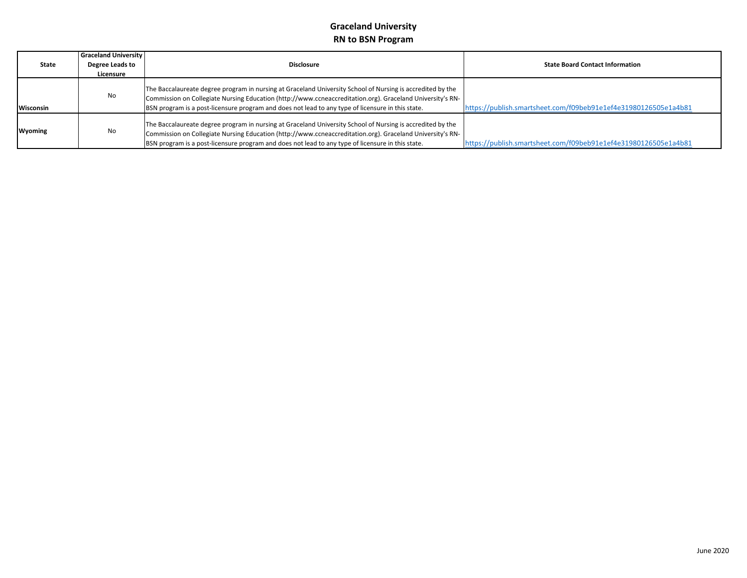# Graceland University
## RN to BSN Program

| State | Graceland University Degree Leads to Licensure | Disclosure | State Board Contact Information |
|---|---|---|---|
| **Wisconsin** | No | The Baccalaureate degree program in nursing at Graceland University School of Nursing is accredited by the Commission on Collegiate Nursing Education (http://www.ccneaccreditation.org). Graceland University's RN-BSN program is a post-licensure program and does not lead to any type of licensure in this state. | https://publish.smartsheet.com/f09beb91e1ef4e31980126505e1a4b81 |
| **Wyoming** | No | The Baccalaureate degree program in nursing at Graceland University School of Nursing is accredited by the Commission on Collegiate Nursing Education (http://www.ccneaccreditation.org). Graceland University's RN-BSN program is a post-licensure program and does not lead to any type of licensure in this state. | https://publish.smartsheet.com/f09beb91e1ef4e31980126505e1a4b81 |

June 2020